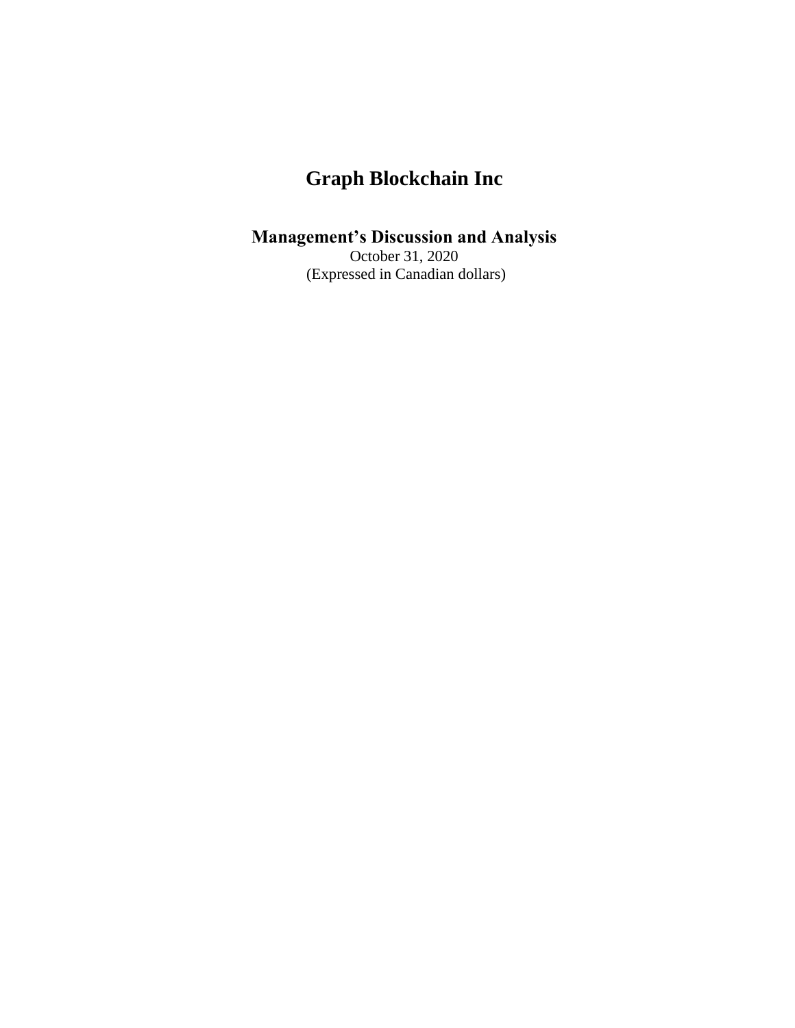# Graph Blockchain Inc

## Management's Discussion and Analysis

October 31, 2020
(Expressed in Canadian dollars)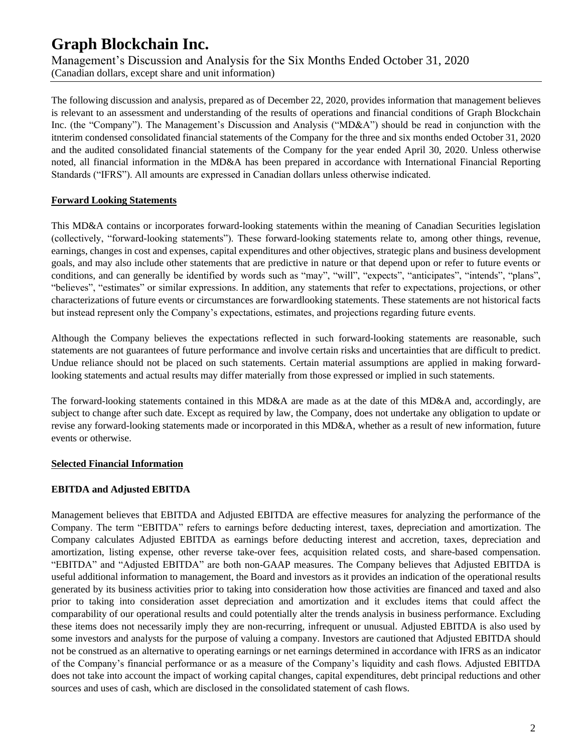The following discussion and analysis, prepared as of December 22, 2020, provides information that management believes is relevant to an assessment and understanding of the results of operations and financial conditions of Graph Blockchain Inc. (the "Company"). The Management's Discussion and Analysis ("MD&A") should be read in conjunction with the itnterim condensed consolidated financial statements of the Company for the three and six months ended October 31, 2020 and the audited consolidated financial statements of the Company for the year ended April 30, 2020. Unless otherwise noted, all financial information in the MD&A has been prepared in accordance with International Financial Reporting Standards ("IFRS"). All amounts are expressed in Canadian dollars unless otherwise indicated.

## Forward Looking Statements

This MD&A contains or incorporates forward-looking statements within the meaning of Canadian Securities legislation (collectively, "forward-looking statements"). These forward-looking statements relate to, among other things, revenue, earnings, changes in cost and expenses, capital expenditures and other objectives, strategic plans and business development goals, and may also include other statements that are predictive in nature or that depend upon or refer to future events or conditions, and can generally be identified by words such as "may", "will", "expects", "anticipates", "intends", "plans", "believes", "estimates" or similar expressions. In addition, any statements that refer to expectations, projections, or other characterizations of future events or circumstances are forwardlooking statements. These statements are not historical facts but instead represent only the Company's expectations, estimates, and projections regarding future events.

Although the Company believes the expectations reflected in such forward-looking statements are reasonable, such statements are not guarantees of future performance and involve certain risks and uncertainties that are difficult to predict. Undue reliance should not be placed on such statements. Certain material assumptions are applied in making forward-looking statements and actual results may differ materially from those expressed or implied in such statements.

The forward-looking statements contained in this MD&A are made as at the date of this MD&A and, accordingly, are subject to change after such date. Except as required by law, the Company, does not undertake any obligation to update or revise any forward-looking statements made or incorporated in this MD&A, whether as a result of new information, future events or otherwise.

## Selected Financial Information

### EBITDA and Adjusted EBITDA

Management believes that EBITDA and Adjusted EBITDA are effective measures for analyzing the performance of the Company. The term "EBITDA" refers to earnings before deducting interest, taxes, depreciation and amortization. The Company calculates Adjusted EBITDA as earnings before deducting interest and accretion, taxes, depreciation and amortization, listing expense, other reverse take-over fees, acquisition related costs, and share-based compensation. "EBITDA" and "Adjusted EBITDA" are both non-GAAP measures. The Company believes that Adjusted EBITDA is useful additional information to management, the Board and investors as it provides an indication of the operational results generated by its business activities prior to taking into consideration how those activities are financed and taxed and also prior to taking into consideration asset depreciation and amortization and it excludes items that could affect the comparability of our operational results and could potentially alter the trends analysis in business performance. Excluding these items does not necessarily imply they are non-recurring, infrequent or unusual. Adjusted EBITDA is also used by some investors and analysts for the purpose of valuing a company. Investors are cautioned that Adjusted EBITDA should not be construed as an alternative to operating earnings or net earnings determined in accordance with IFRS as an indicator of the Company's financial performance or as a measure of the Company's liquidity and cash flows. Adjusted EBITDA does not take into account the impact of working capital changes, capital expenditures, debt principal reductions and other sources and uses of cash, which are disclosed in the consolidated statement of cash flows.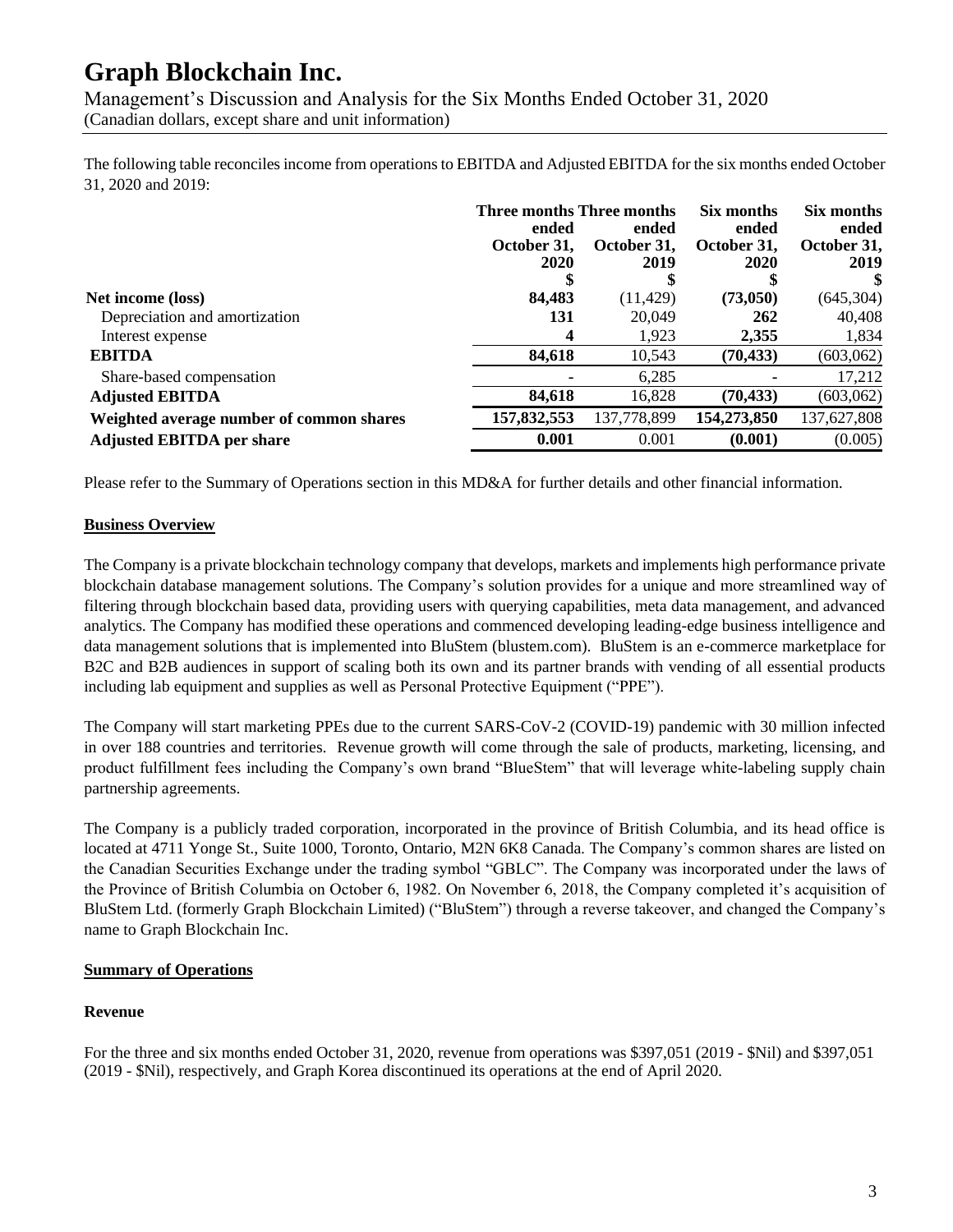The following table reconciles income from operations to EBITDA and Adjusted EBITDA for the six months ended October 31, 2020 and 2019:

| | Three months ended October 31, 2020 | Three months ended October 31, 2019 | Six months ended October 31, 2020 | Six months ended October 31, 2019 |
|---|---|---|---|---|
| | $ | $ | $ | $ |
| **Net income (loss)** | **84,483** | (11,429) | **(73,050)** | (645,304) |
| Depreciation and amortization | **131** | 20,049 | **262** | 40,408 |
| Interest expense | **4** | 1,923 | **2,355** | 1,834 |
| **EBITDA** | **84,618** | 10,543 | **(70,433)** | (603,062) |
| Share-based compensation | **-** | 6,285 | **-** | 17,212 |
| **Adjusted EBITDA** | **84,618** | 16,828 | **(70,433)** | (603,062) |
| **Weighted average number of common shares** | **157,832,553** | 137,778,899 | **154,273,850** | 137,627,808 |
| **Adjusted EBITDA per share** | **0.001** | 0.001 | **(0.001)** | (0.005) |

Please refer to the Summary of Operations section in this MD&A for further details and other financial information.

## Business Overview

The Company is a private blockchain technology company that develops, markets and implements high performance private blockchain database management solutions. The Company's solution provides for a unique and more streamlined way of filtering through blockchain based data, providing users with querying capabilities, meta data management, and advanced analytics. The Company has modified these operations and commenced developing leading-edge business intelligence and data management solutions that is implemented into BluStem (blustem.com). BluStem is an e-commerce marketplace for B2C and B2B audiences in support of scaling both its own and its partner brands with vending of all essential products including lab equipment and supplies as well as Personal Protective Equipment ("PPE").

The Company will start marketing PPEs due to the current SARS-CoV-2 (COVID-19) pandemic with 30 million infected in over 188 countries and territories. Revenue growth will come through the sale of products, marketing, licensing, and product fulfillment fees including the Company's own brand "BlueStem" that will leverage white-labeling supply chain partnership agreements.

The Company is a publicly traded corporation, incorporated in the province of British Columbia, and its head office is located at 4711 Yonge St., Suite 1000, Toronto, Ontario, M2N 6K8 Canada. The Company's common shares are listed on the Canadian Securities Exchange under the trading symbol "GBLC". The Company was incorporated under the laws of the Province of British Columbia on October 6, 1982. On November 6, 2018, the Company completed it's acquisition of BluStem Ltd. (formerly Graph Blockchain Limited) ("BluStem") through a reverse takeover, and changed the Company's name to Graph Blockchain Inc.

## Summary of Operations

### Revenue

For the three and six months ended October 31, 2020, revenue from operations was $397,051 (2019 - $Nil) and $397,051 (2019 - $Nil), respectively, and Graph Korea discontinued its operations at the end of April 2020.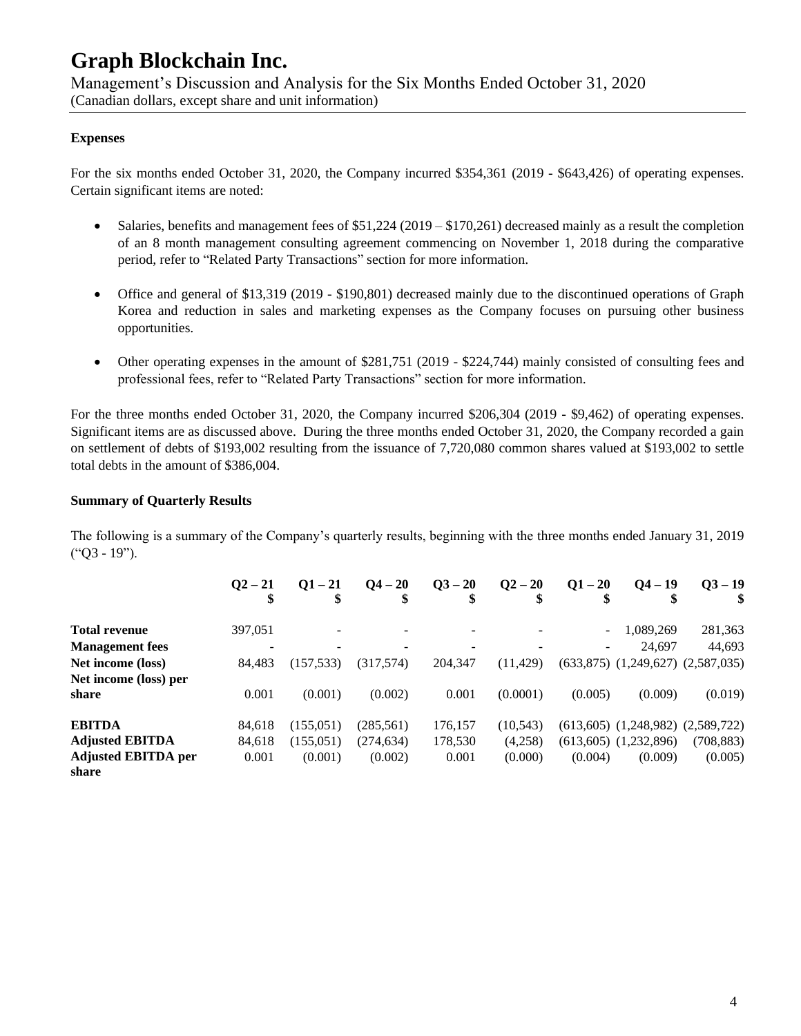### Expenses

For the six months ended October 31, 2020, the Company incurred $354,361 (2019 - $643,426) of operating expenses. Certain significant items are noted:

- Salaries, benefits and management fees of $51,224 (2019 – $170,261) decreased mainly as a result the completion of an 8 month management consulting agreement commencing on November 1, 2018 during the comparative period, refer to "Related Party Transactions" section for more information.
- Office and general of $13,319 (2019 - $190,801) decreased mainly due to the discontinued operations of Graph Korea and reduction in sales and marketing expenses as the Company focuses on pursuing other business opportunities.
- Other operating expenses in the amount of $281,751 (2019 - $224,744) mainly consisted of consulting fees and professional fees, refer to "Related Party Transactions" section for more information.

For the three months ended October 31, 2020, the Company incurred $206,304 (2019 - $9,462) of operating expenses. Significant items are as discussed above. During the three months ended October 31, 2020, the Company recorded a gain on settlement of debts of $193,002 resulting from the issuance of 7,720,080 common shares valued at $193,002 to settle total debts in the amount of $386,004.

### Summary of Quarterly Results

The following is a summary of the Company's quarterly results, beginning with the three months ended January 31, 2019 ("Q3 - 19").

| | Q2 – 21<br>$ | Q1 – 21<br>$ | Q4 – 20<br>$ | Q3 – 20<br>$ | Q2 – 20<br>$ | Q1 – 20<br>$ | Q4 – 19<br>$ | Q3 – 19<br>$ |
|---|---|---|---|---|---|---|---|---|
| **Total revenue** | 397,051 | - | - | - | - | - | 1,089,269 | 281,363 |
| **Management fees** | - | - | - | - | - | - | 24,697 | 44,693 |
| **Net income (loss)** | 84,483 | (157,533) | (317,574) | 204,347 | (11,429) | (633,875) | (1,249,627) | (2,587,035) |
| **Net income (loss) per share** | 0.001 | (0.001) | (0.002) | 0.001 | (0.0001) | (0.005) | (0.009) | (0.019) |
| **EBITDA** | 84,618 | (155,051) | (285,561) | 176,157 | (10,543) | (613,605) | (1,248,982) | (2,589,722) |
| **Adjusted EBITDA** | 84,618 | (155,051) | (274,634) | 178,530 | (4,258) | (613,605) | (1,232,896) | (708,883) |
| **Adjusted EBITDA per share** | 0.001 | (0.001) | (0.002) | 0.001 | (0.000) | (0.004) | (0.009) | (0.005) |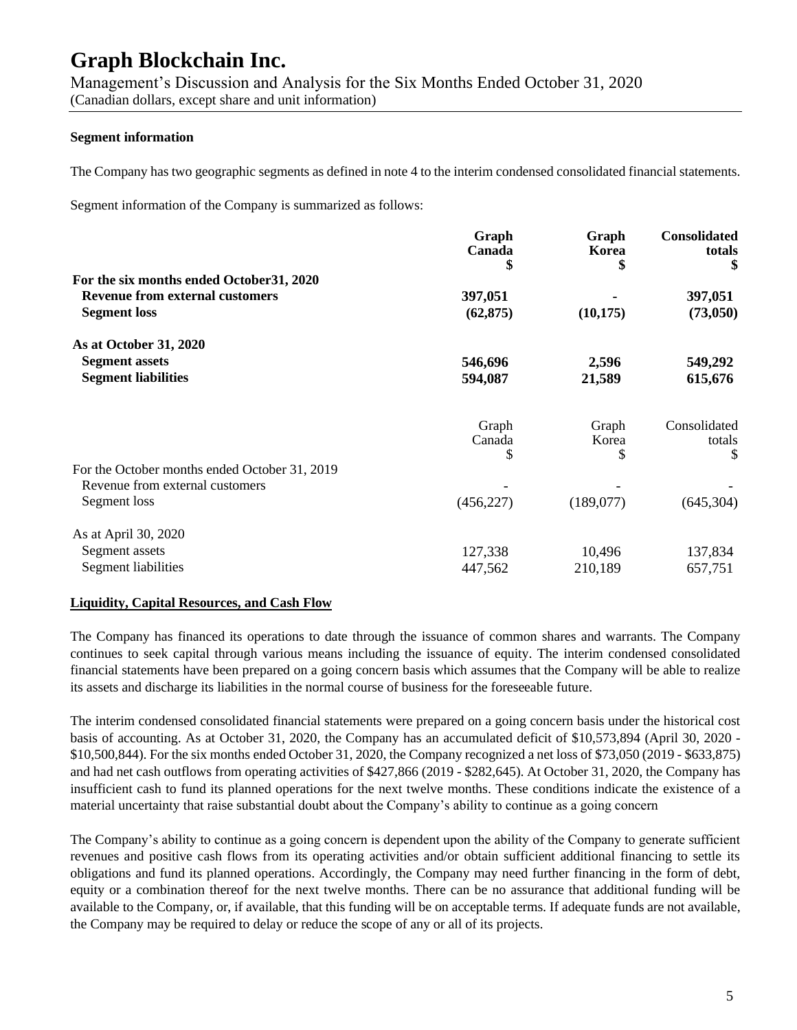**Segment information**

The Company has two geographic segments as defined in note 4 to the interim condensed consolidated financial statements.

Segment information of the Company is summarized as follows:

| | **Graph Canada** **$** | **Graph Korea** **$** | **Consolidated totals** **$** |
|---|---|---|---|
| **For the six months ended October31, 2020** | | | |
| **Revenue from external customers** | **397,051** | **-** | **397,051** |
| **Segment loss** | **(62,875)** | **(10,175)** | **(73,050)** |
| **As at October 31, 2020** | | | |
| **Segment assets** | **546,696** | **2,596** | **549,292** |
| **Segment liabilities** | **594,087** | **21,589** | **615,676** |

| | Graph Canada $ | Graph Korea $ | Consolidated totals $ |
|---|---|---|---|
| For the October months ended October 31, 2019 | | | |
| Revenue from external customers | - | - | - |
| Segment loss | (456,227) | (189,077) | (645,304) |
| As at April 30, 2020 | | | |
| Segment assets | 127,338 | 10,496 | 137,834 |
| Segment liabilities | 447,562 | 210,189 | 657,751 |

**Liquidity, Capital Resources, and Cash Flow**

The Company has financed its operations to date through the issuance of common shares and warrants. The Company continues to seek capital through various means including the issuance of equity. The interim condensed consolidated financial statements have been prepared on a going concern basis which assumes that the Company will be able to realize its assets and discharge its liabilities in the normal course of business for the foreseeable future.

The interim condensed consolidated financial statements were prepared on a going concern basis under the historical cost basis of accounting. As at October 31, 2020, the Company has an accumulated deficit of $10,573,894 (April 30, 2020 - $10,500,844). For the six months ended October 31, 2020, the Company recognized a net loss of $73,050 (2019 - $633,875) and had net cash outflows from operating activities of $427,866 (2019 - $282,645). At October 31, 2020, the Company has insufficient cash to fund its planned operations for the next twelve months. These conditions indicate the existence of a material uncertainty that raise substantial doubt about the Company's ability to continue as a going concern

The Company's ability to continue as a going concern is dependent upon the ability of the Company to generate sufficient revenues and positive cash flows from its operating activities and/or obtain sufficient additional financing to settle its obligations and fund its planned operations. Accordingly, the Company may need further financing in the form of debt, equity or a combination thereof for the next twelve months. There can be no assurance that additional funding will be available to the Company, or, if available, that this funding will be on acceptable terms. If adequate funds are not available, the Company may be required to delay or reduce the scope of any or all of its projects.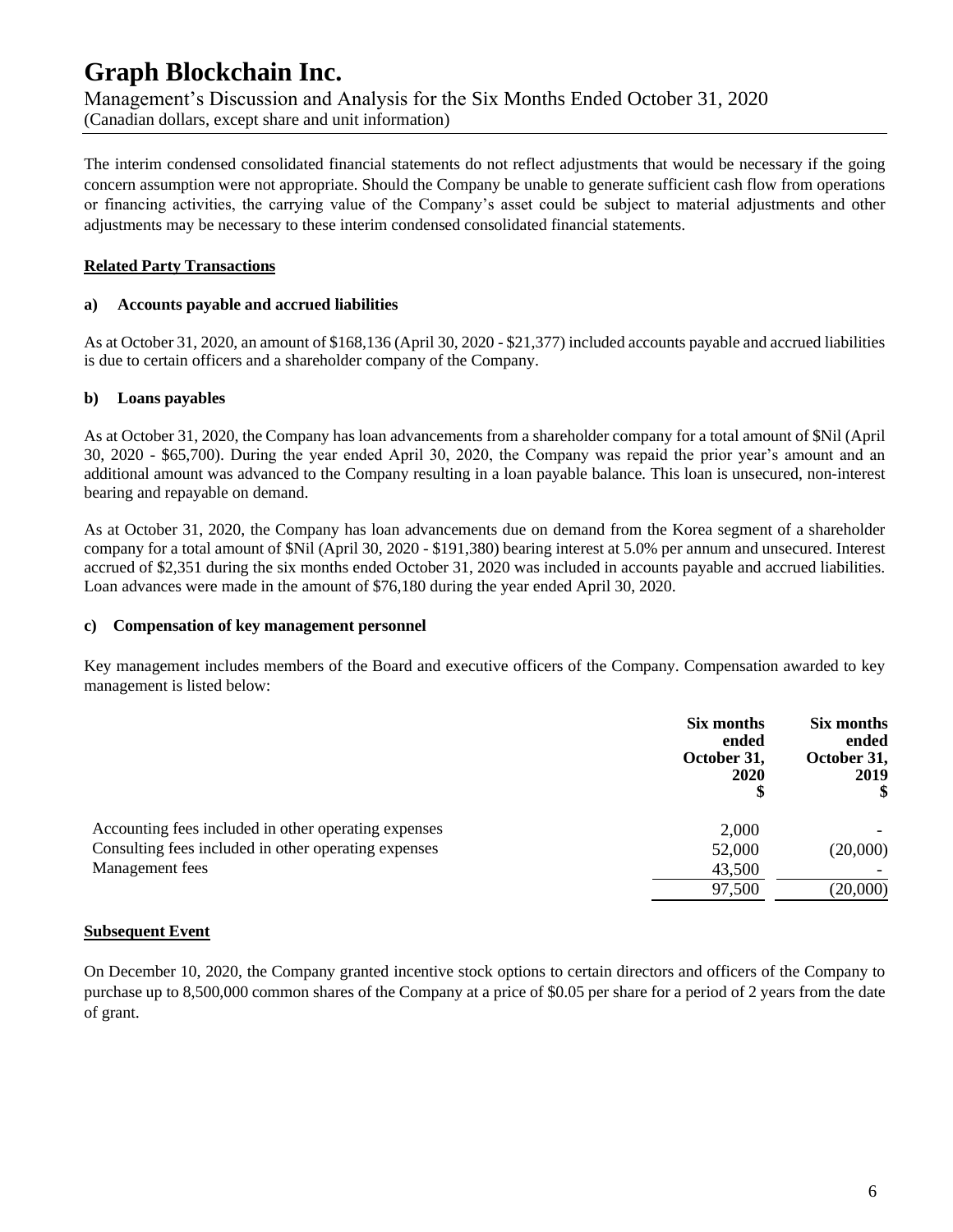The interim condensed consolidated financial statements do not reflect adjustments that would be necessary if the going concern assumption were not appropriate. Should the Company be unable to generate sufficient cash flow from operations or financing activities, the carrying value of the Company's asset could be subject to material adjustments and other adjustments may be necessary to these interim condensed consolidated financial statements.

## Related Party Transactions

### a) Accounts payable and accrued liabilities

As at October 31, 2020, an amount of $168,136 (April 30, 2020 - $21,377) included accounts payable and accrued liabilities is due to certain officers and a shareholder company of the Company.

### b) Loans payables

As at October 31, 2020, the Company has loan advancements from a shareholder company for a total amount of $Nil (April 30, 2020 - $65,700). During the year ended April 30, 2020, the Company was repaid the prior year's amount and an additional amount was advanced to the Company resulting in a loan payable balance. This loan is unsecured, non-interest bearing and repayable on demand.

As at October 31, 2020, the Company has loan advancements due on demand from the Korea segment of a shareholder company for a total amount of $Nil (April 30, 2020 - $191,380) bearing interest at 5.0% per annum and unsecured. Interest accrued of $2,351 during the six months ended October 31, 2020 was included in accounts payable and accrued liabilities. Loan advances were made in the amount of $76,180 during the year ended April 30, 2020.

### c) Compensation of key management personnel

Key management includes members of the Board and executive officers of the Company. Compensation awarded to key management is listed below:

| | Six months ended October 31, 2020 $ | Six months ended October 31, 2019 $ |
|---|---|---|
| Accounting fees included in other operating expenses | 2,000 | - |
| Consulting fees included in other operating expenses | 52,000 | (20,000) |
| Management fees | 43,500 | - |
| | 97,500 | (20,000) |

## Subsequent Event

On December 10, 2020, the Company granted incentive stock options to certain directors and officers of the Company to purchase up to 8,500,000 common shares of the Company at a price of $0.05 per share for a period of 2 years from the date of grant.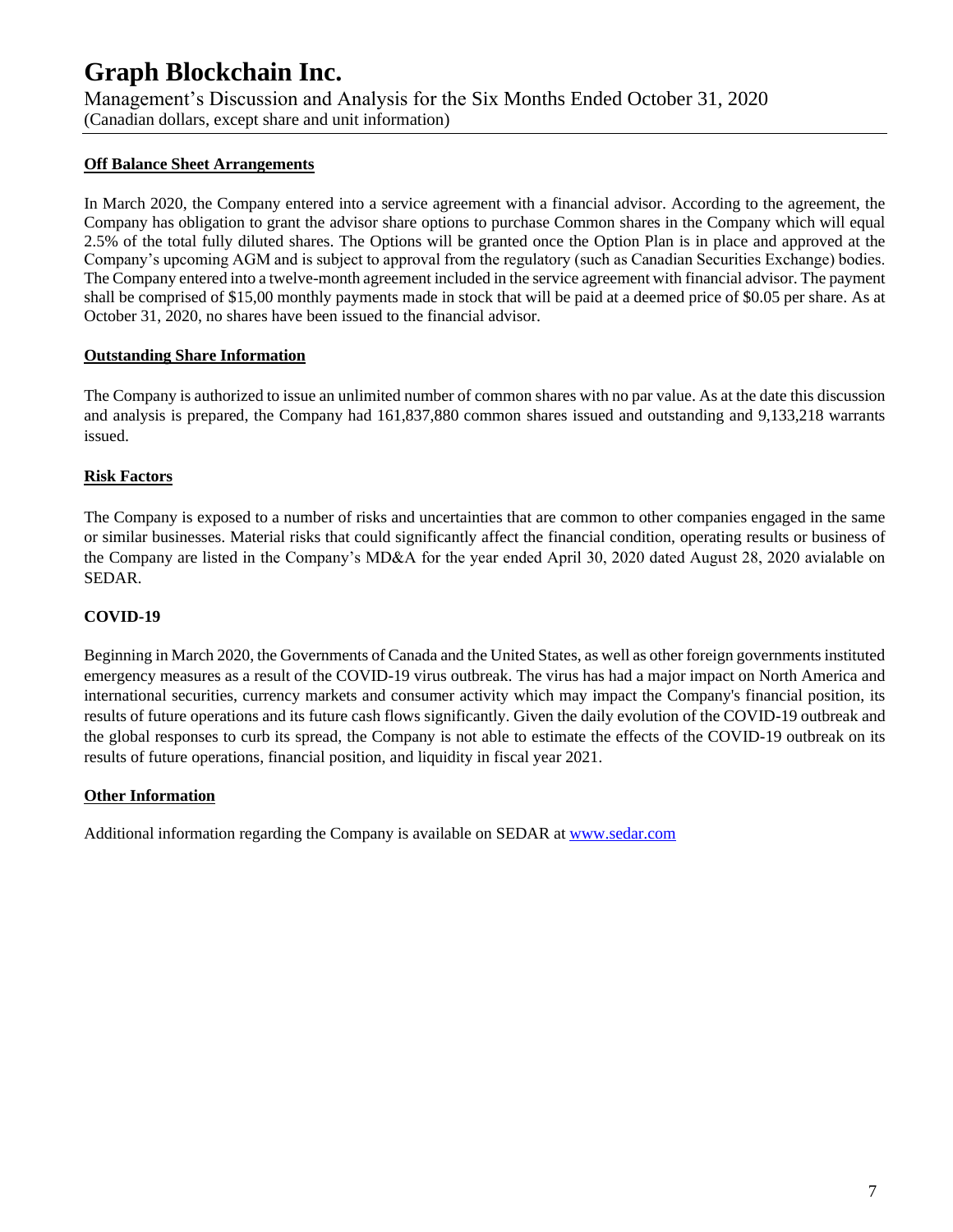## Off Balance Sheet Arrangements

In March 2020, the Company entered into a service agreement with a financial advisor. According to the agreement, the Company has obligation to grant the advisor share options to purchase Common shares in the Company which will equal 2.5% of the total fully diluted shares. The Options will be granted once the Option Plan is in place and approved at the Company's upcoming AGM and is subject to approval from the regulatory (such as Canadian Securities Exchange) bodies. The Company entered into a twelve-month agreement included in the service agreement with financial advisor. The payment shall be comprised of $15,00 monthly payments made in stock that will be paid at a deemed price of $0.05 per share. As at October 31, 2020, no shares have been issued to the financial advisor.

## Outstanding Share Information

The Company is authorized to issue an unlimited number of common shares with no par value. As at the date this discussion and analysis is prepared, the Company had 161,837,880 common shares issued and outstanding and 9,133,218 warrants issued.

## Risk Factors

The Company is exposed to a number of risks and uncertainties that are common to other companies engaged in the same or similar businesses. Material risks that could significantly affect the financial condition, operating results or business of the Company are listed in the Company's MD&A for the year ended April 30, 2020 dated August 28, 2020 avialable on SEDAR.

## COVID-19

Beginning in March 2020, the Governments of Canada and the United States, as well as other foreign governments instituted emergency measures as a result of the COVID-19 virus outbreak. The virus has had a major impact on North America and international securities, currency markets and consumer activity which may impact the Company's financial position, its results of future operations and its future cash flows significantly. Given the daily evolution of the COVID-19 outbreak and the global responses to curb its spread, the Company is not able to estimate the effects of the COVID-19 outbreak on its results of future operations, financial position, and liquidity in fiscal year 2021.

## Other Information

Additional information regarding the Company is available on SEDAR at www.sedar.com